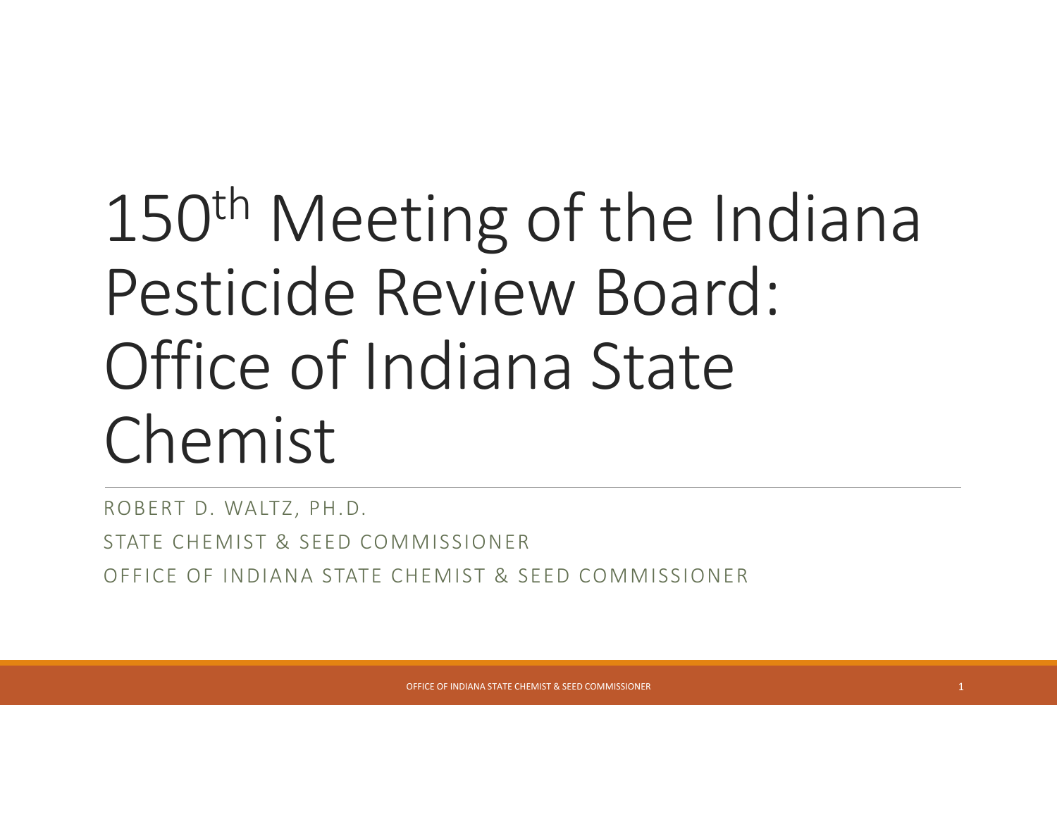# 150th Meeting of the Indiana Pesticide Review Board: Office of Indiana State Chemist

ROBERT D. WALTZ, PH.D.

STATE CHEMIST & SEED COMMISSIONER

OFFICE OF INDIANA STATE CHEMIST & SEED COMMISSIONER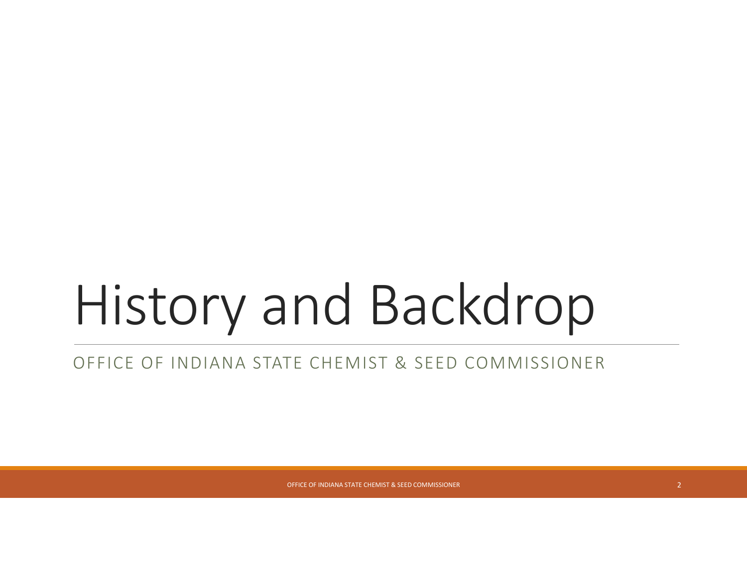# History and Backdrop

OFFICE OF INDIANA STATE CHEMIST & SEED COMMISSIONER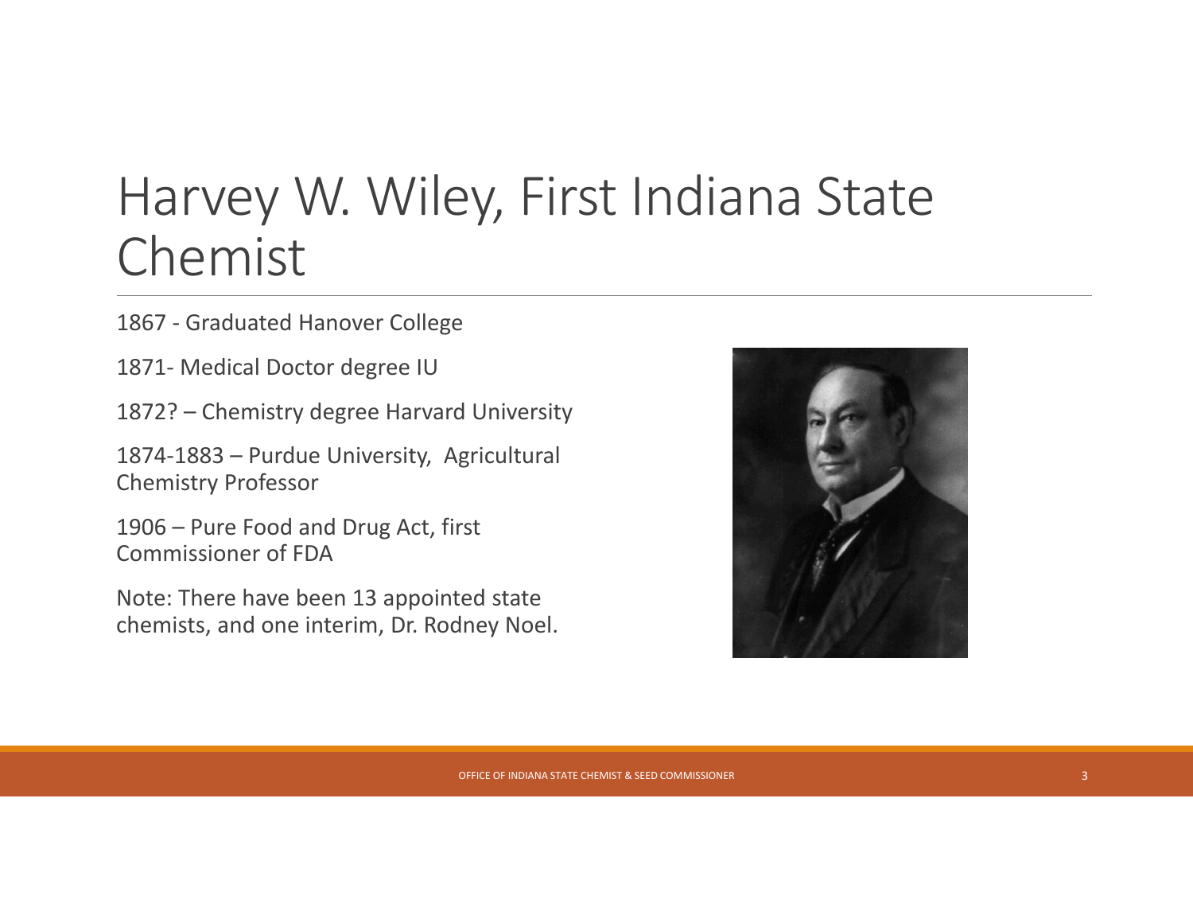# Harvey W. Wiley, First Indiana State Chemist

1867 - Graduated Hanover College

1871- Medical Doctor degree IU

1872? – Chemistry degree Harvard University

1874-1883 – Purdue University, Agricultural Chemistry Professor

1906 – Pure Food and Drug Act, first Commissioner of FDA

Note: There have been 13 appointed state chemists, and one interim, Dr. Rodney Noel.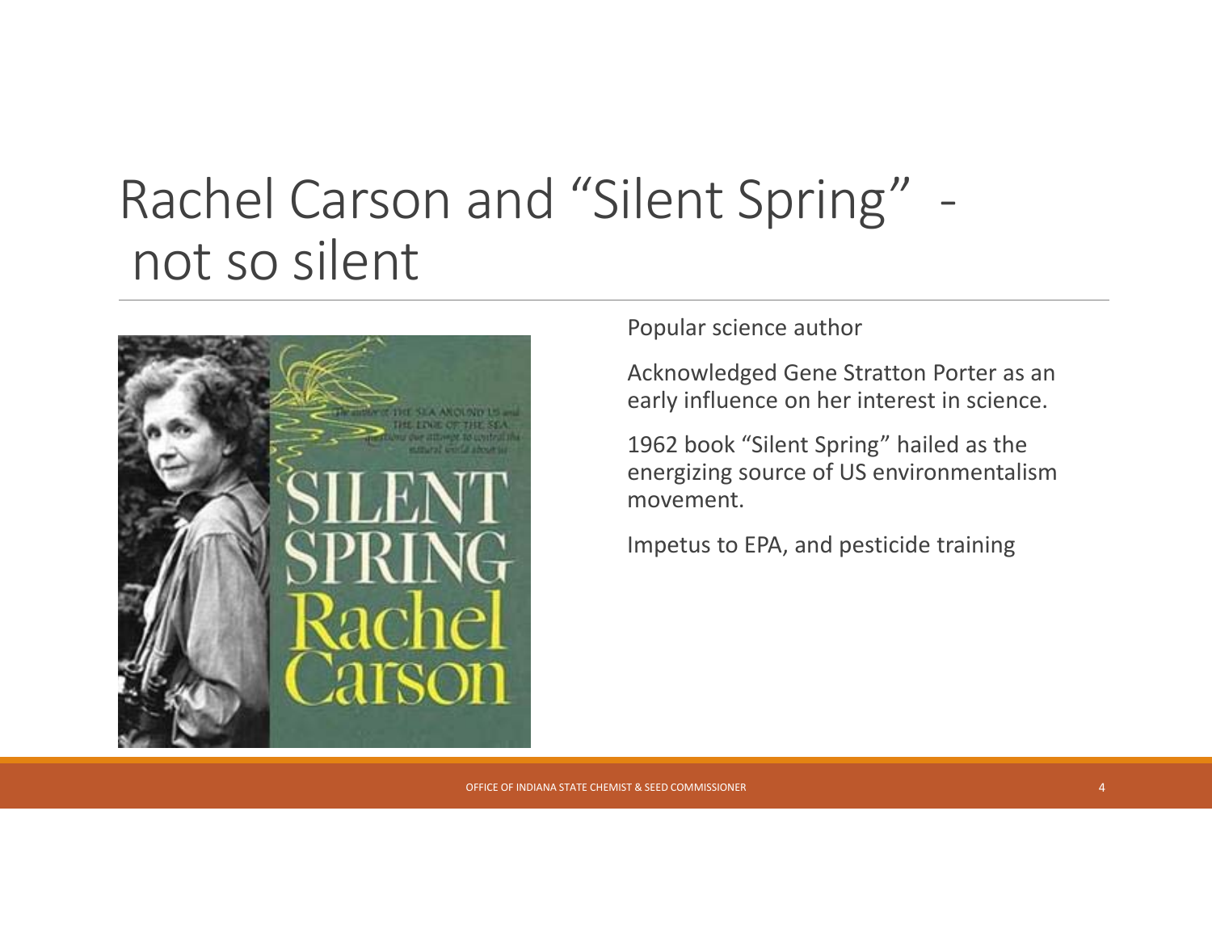# Rachel Carson and "Silent Spring" - not so silent

Popular science author

Acknowledged Gene Stratton Porter as an early influence on her interest in science.

1962 book "Silent Spring" hailed as the energizing source of US environmentalism movement.

Impetus to EPA, and pesticide training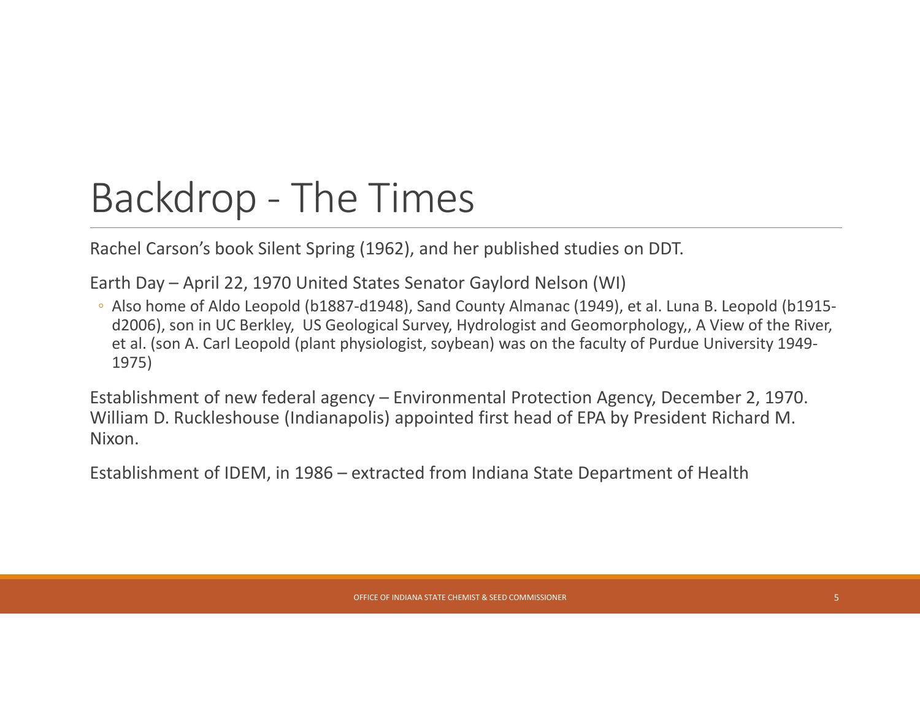# Backdrop - The Times

Rachel Carson's book Silent Spring (1962), and her published studies on DDT.

Earth Day – April 22, 1970 United States Senator Gaylord Nelson (WI)

- Also home of Aldo Leopold (b1887-d1948), Sand County Almanac (1949), et al. Luna B. Leopold (b1915-d2006), son in UC Berkley, US Geological Survey, Hydrologist and Geomorphology,, A View of the River, et al. (son A. Carl Leopold (plant physiologist, soybean) was on the faculty of Purdue University 1949-1975)

Establishment of new federal agency – Environmental Protection Agency, December 2, 1970. William D. Ruckleshouse (Indianapolis) appointed first head of EPA by President Richard M. Nixon.

Establishment of IDEM, in 1986 – extracted from Indiana State Department of Health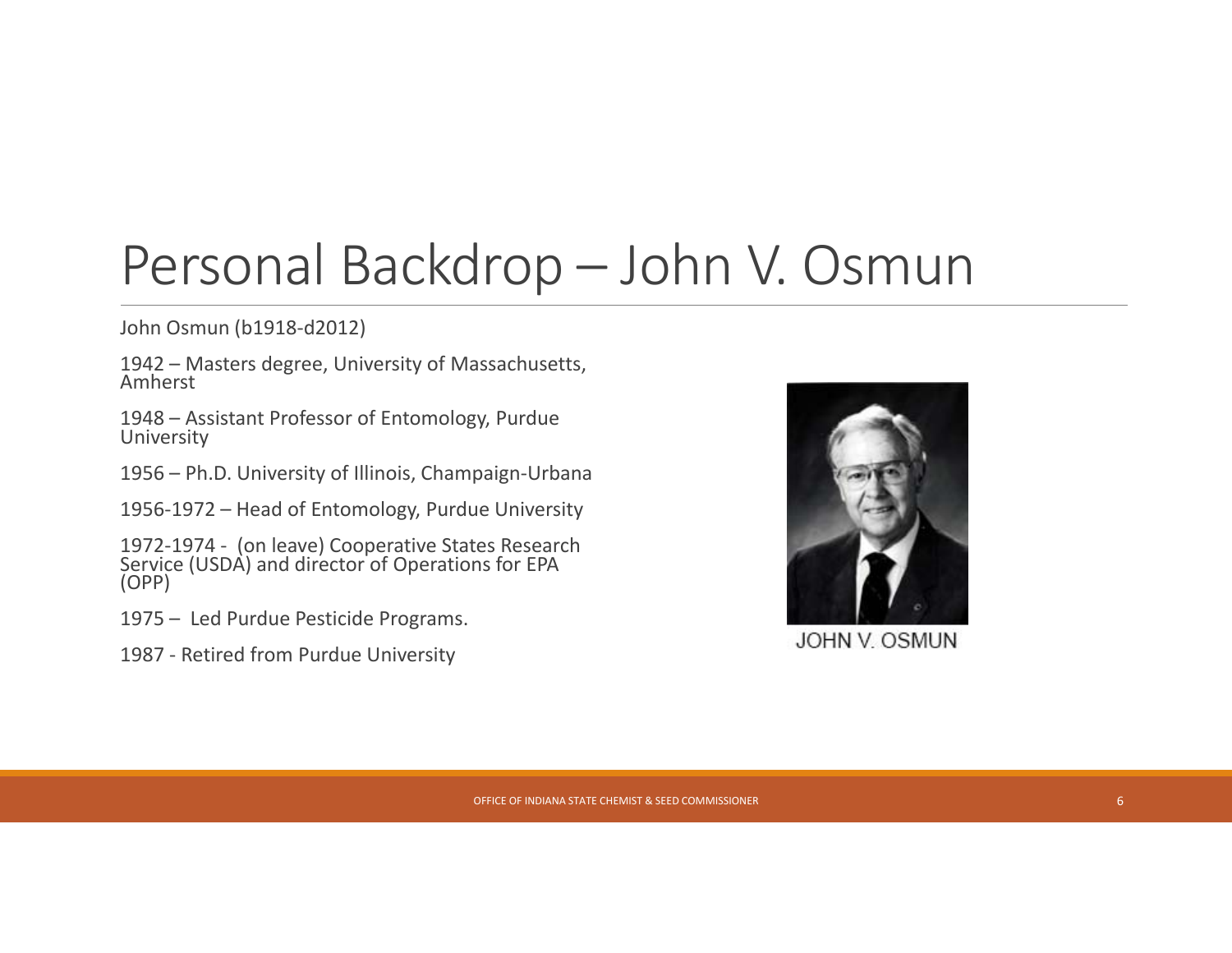# Personal Backdrop – John V. Osmun

John Osmun (b1918-d2012)

1942 – Masters degree, University of Massachusetts, Amherst

1948 – Assistant Professor of Entomology, Purdue University

1956 – Ph.D. University of Illinois, Champaign-Urbana

1956-1972 – Head of Entomology, Purdue University

1972-1974 - (on leave) Cooperative States Research Service (USDA) and director of Operations for EPA (OPP)

1975 – Led Purdue Pesticide Programs.

1987 - Retired from Purdue University

JOHN V. OSMUN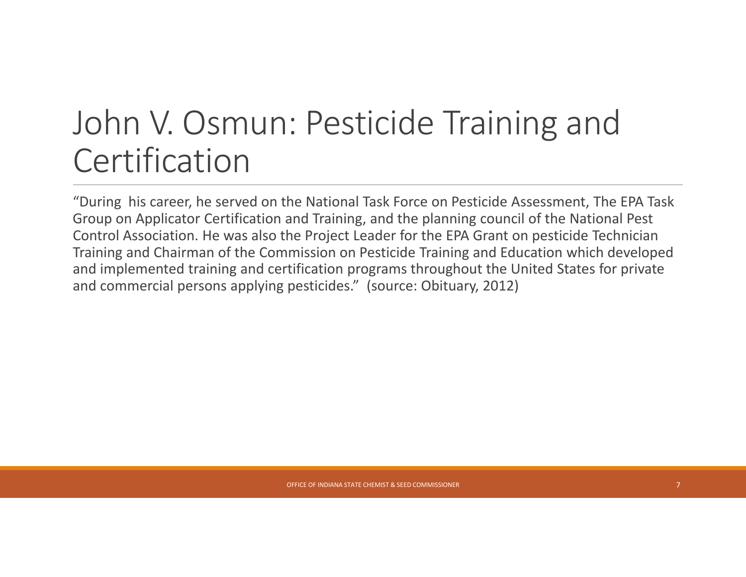# John V. Osmun: Pesticide Training and Certification

"During  his career, he served on the National Task Force on Pesticide Assessment, The EPA Task Group on Applicator Certification and Training, and the planning council of the National Pest Control Association. He was also the Project Leader for the EPA Grant on pesticide Technician Training and Chairman of the Commission on Pesticide Training and Education which developed and implemented training and certification programs throughout the United States for private and commercial persons applying pesticides."  (source: Obituary, 2012)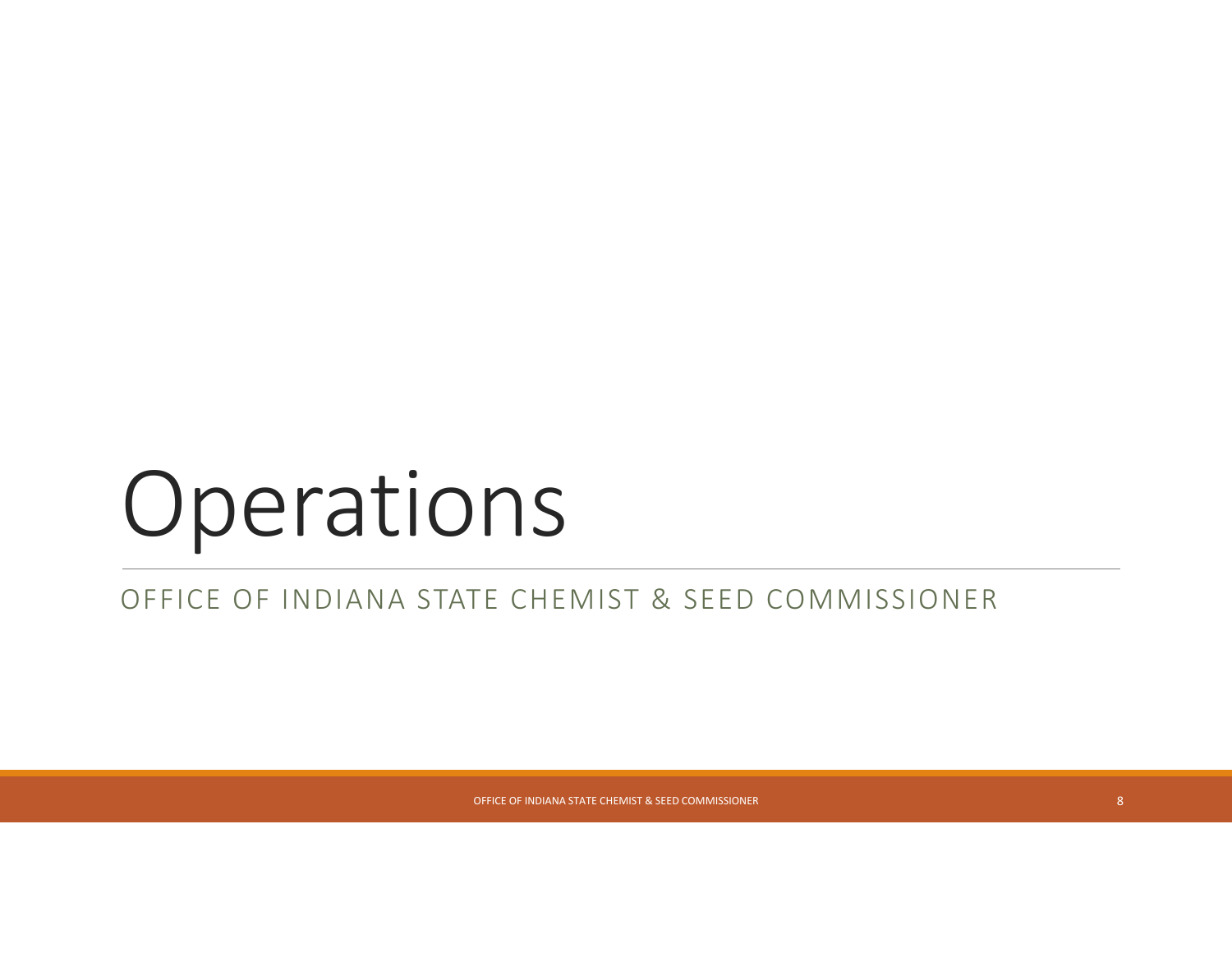# Operations

OFFICE OF INDIANA STATE CHEMIST & SEED COMMISSIONER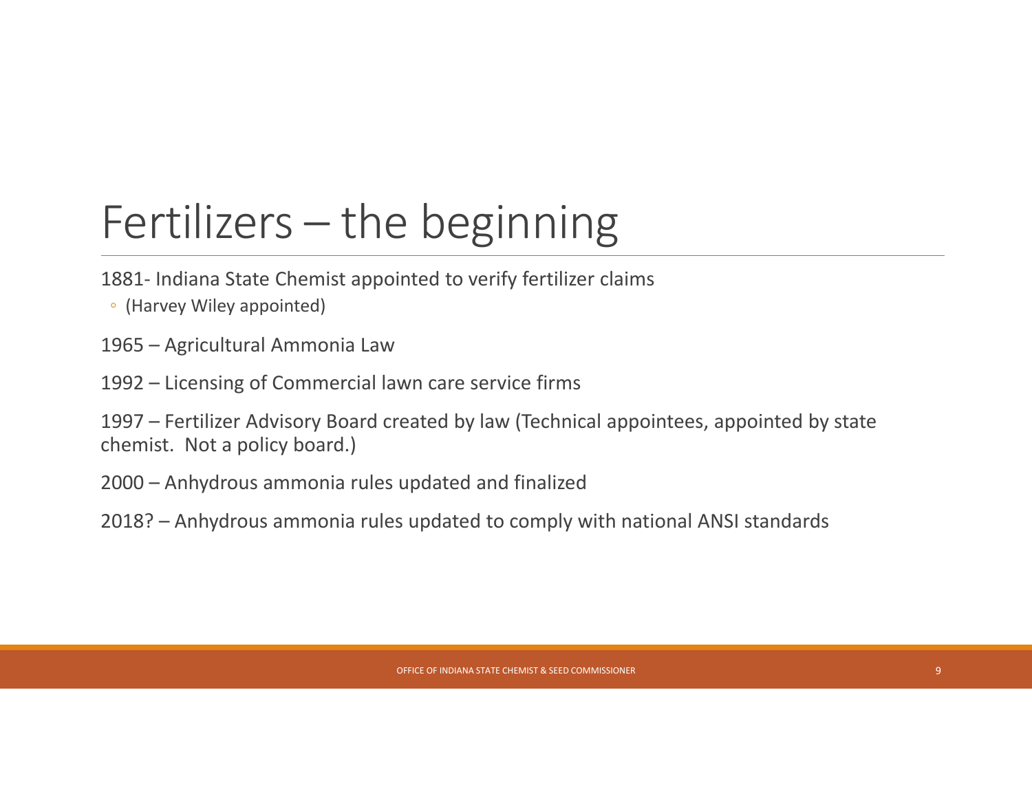# Fertilizers – the beginning

1881- Indiana State Chemist appointed to verify fertilizer claims

- (Harvey Wiley appointed)

1965 – Agricultural Ammonia Law

1992 – Licensing of Commercial lawn care service firms

1997 – Fertilizer Advisory Board created by law (Technical appointees, appointed by state chemist. Not a policy board.)

2000 – Anhydrous ammonia rules updated and finalized

2018? – Anhydrous ammonia rules updated to comply with national ANSI standards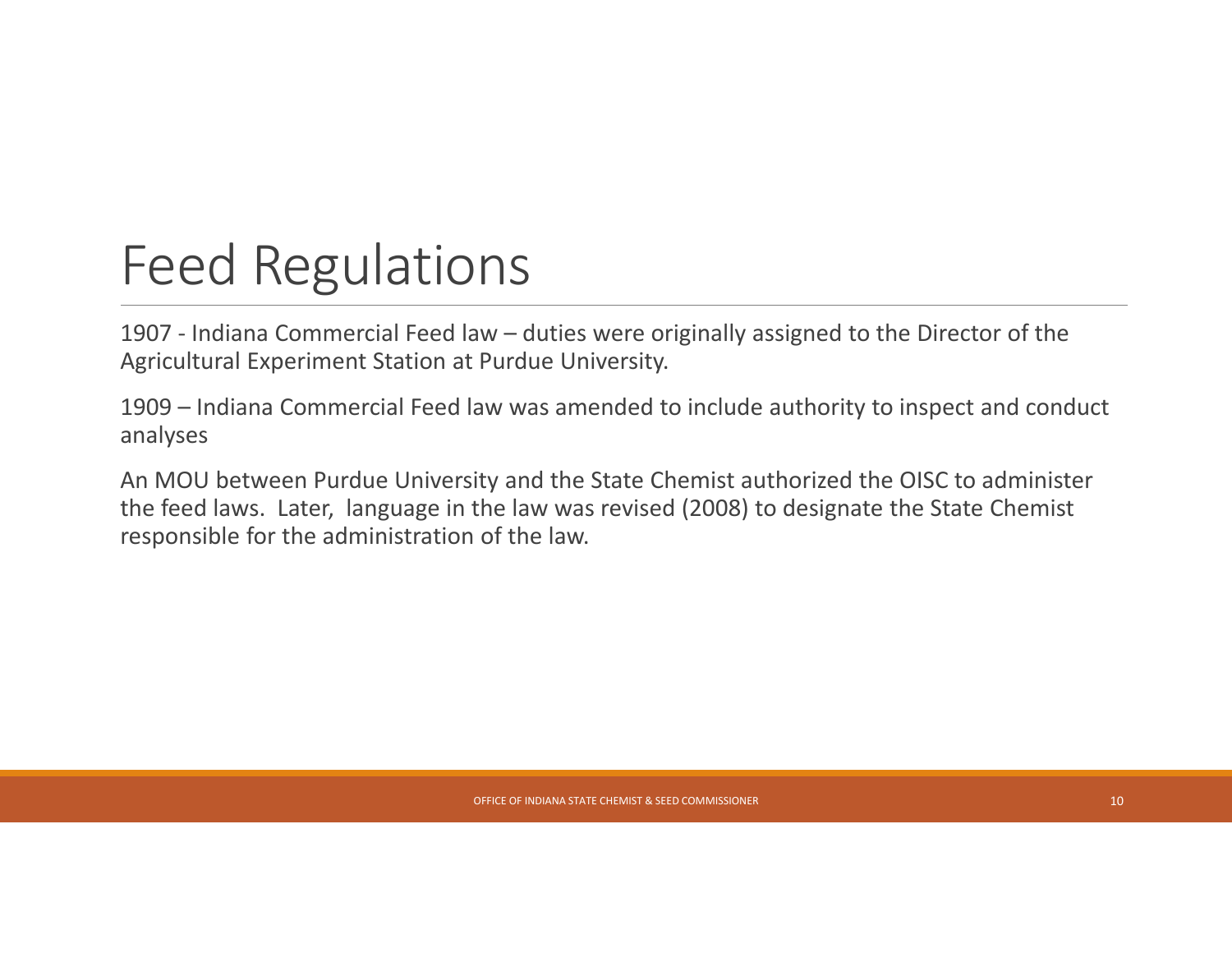# Feed Regulations

1907 - Indiana Commercial Feed law – duties were originally assigned to the Director of the Agricultural Experiment Station at Purdue University.

1909 – Indiana Commercial Feed law was amended to include authority to inspect and conduct analyses

An MOU between Purdue University and the State Chemist authorized the OISC to administer the feed laws. Later, language in the law was revised (2008) to designate the State Chemist responsible for the administration of the law.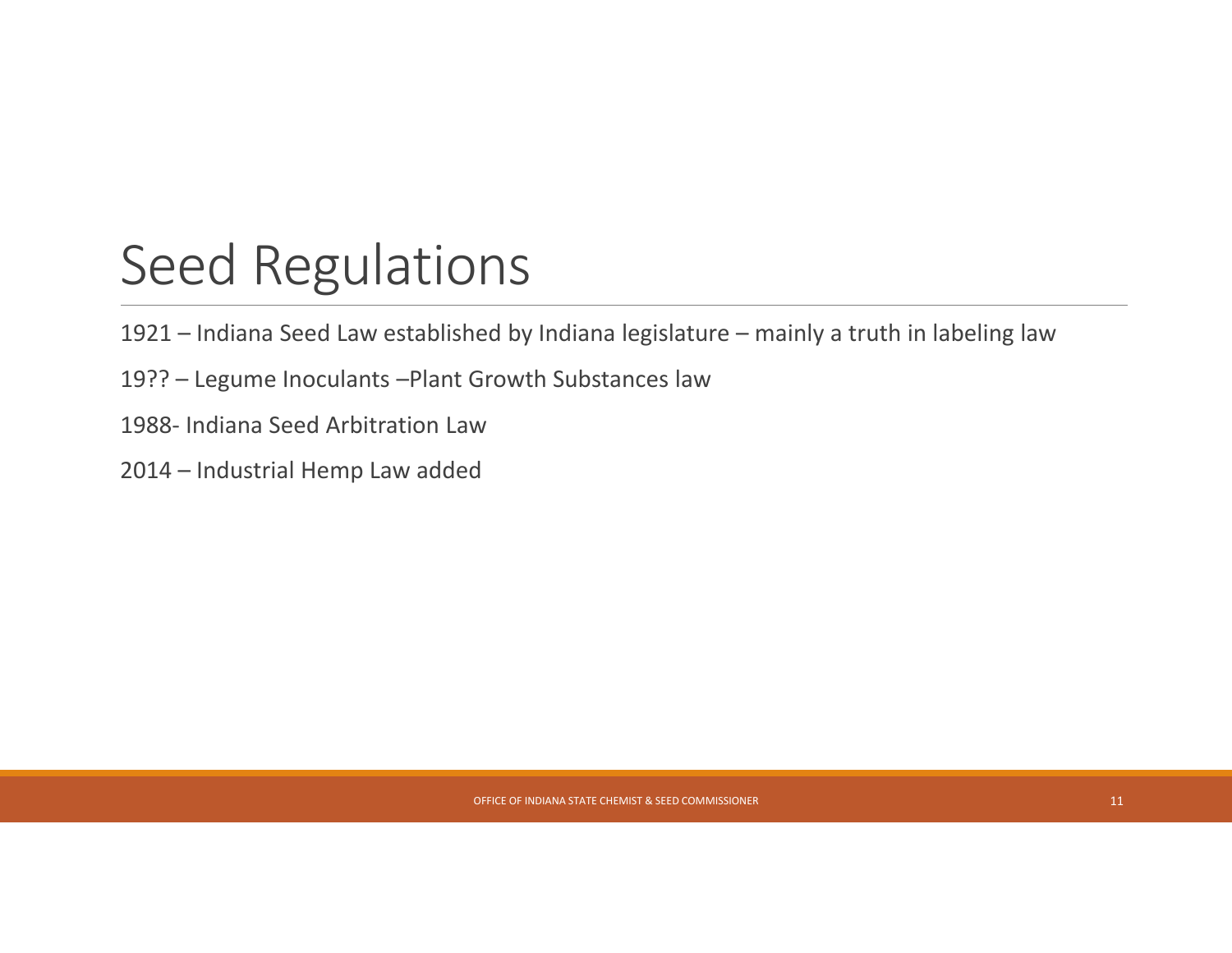# Seed Regulations

1921 – Indiana Seed Law established by Indiana legislature – mainly a truth in labeling law

19?? – Legume Inoculants –Plant Growth Substances law

1988- Indiana Seed Arbitration Law

2014 – Industrial Hemp Law added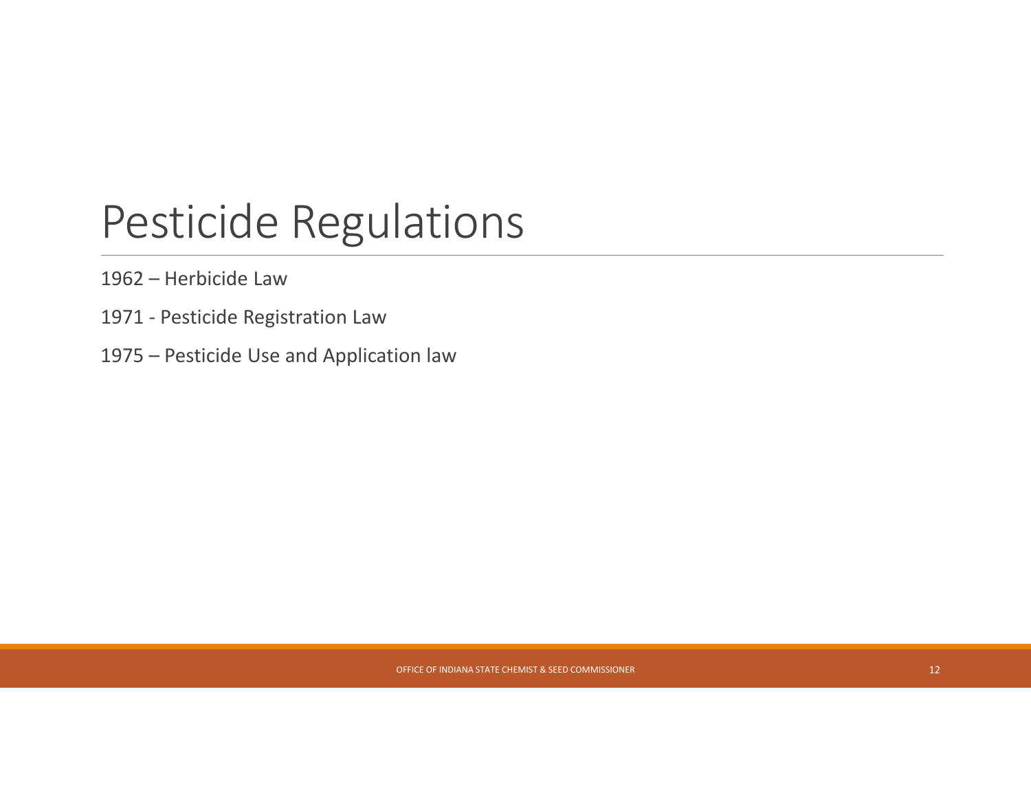# Pesticide Regulations

1962 – Herbicide Law

1971 - Pesticide Registration Law

1975 – Pesticide Use and Application law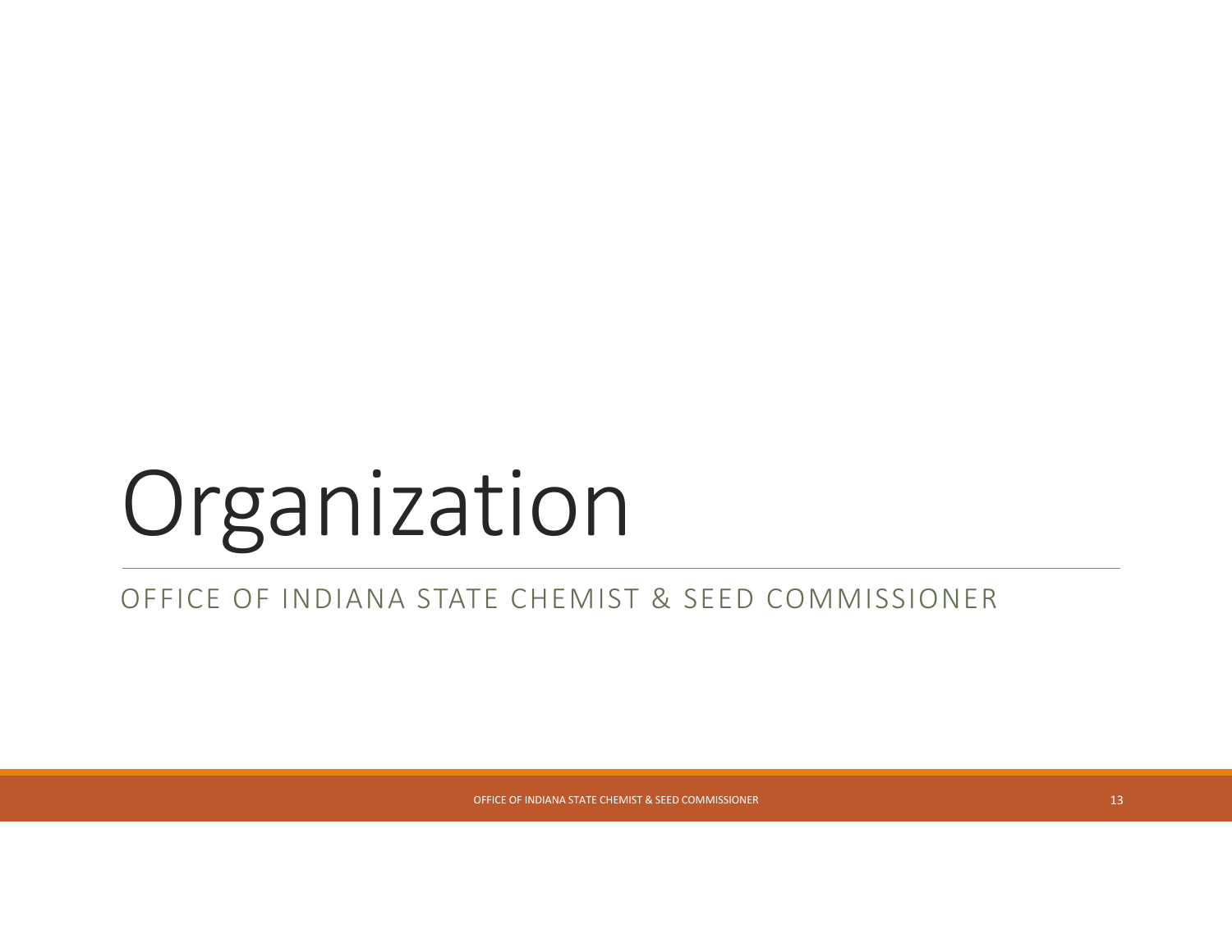# Organization

OFFICE OF INDIANA STATE CHEMIST & SEED COMMISSIONER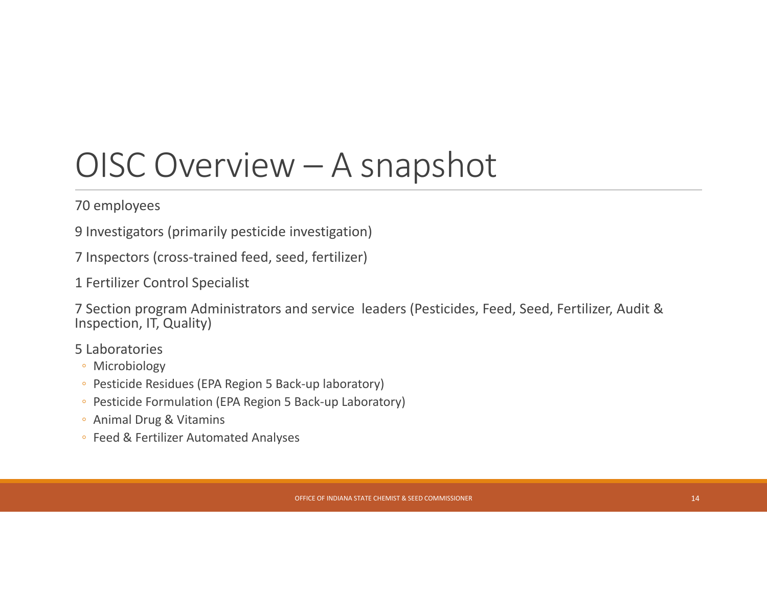# OISC Overview – A snapshot

70 employees

9 Investigators (primarily pesticide investigation)

7 Inspectors (cross-trained feed, seed, fertilizer)

1 Fertilizer Control Specialist

7 Section program Administrators and service leaders (Pesticides, Feed, Seed, Fertilizer, Audit & Inspection, IT, Quality)

5 Laboratories

- Microbiology
- Pesticide Residues (EPA Region 5 Back-up laboratory)
- Pesticide Formulation (EPA Region 5 Back-up Laboratory)
- Animal Drug & Vitamins
- Feed & Fertilizer Automated Analyses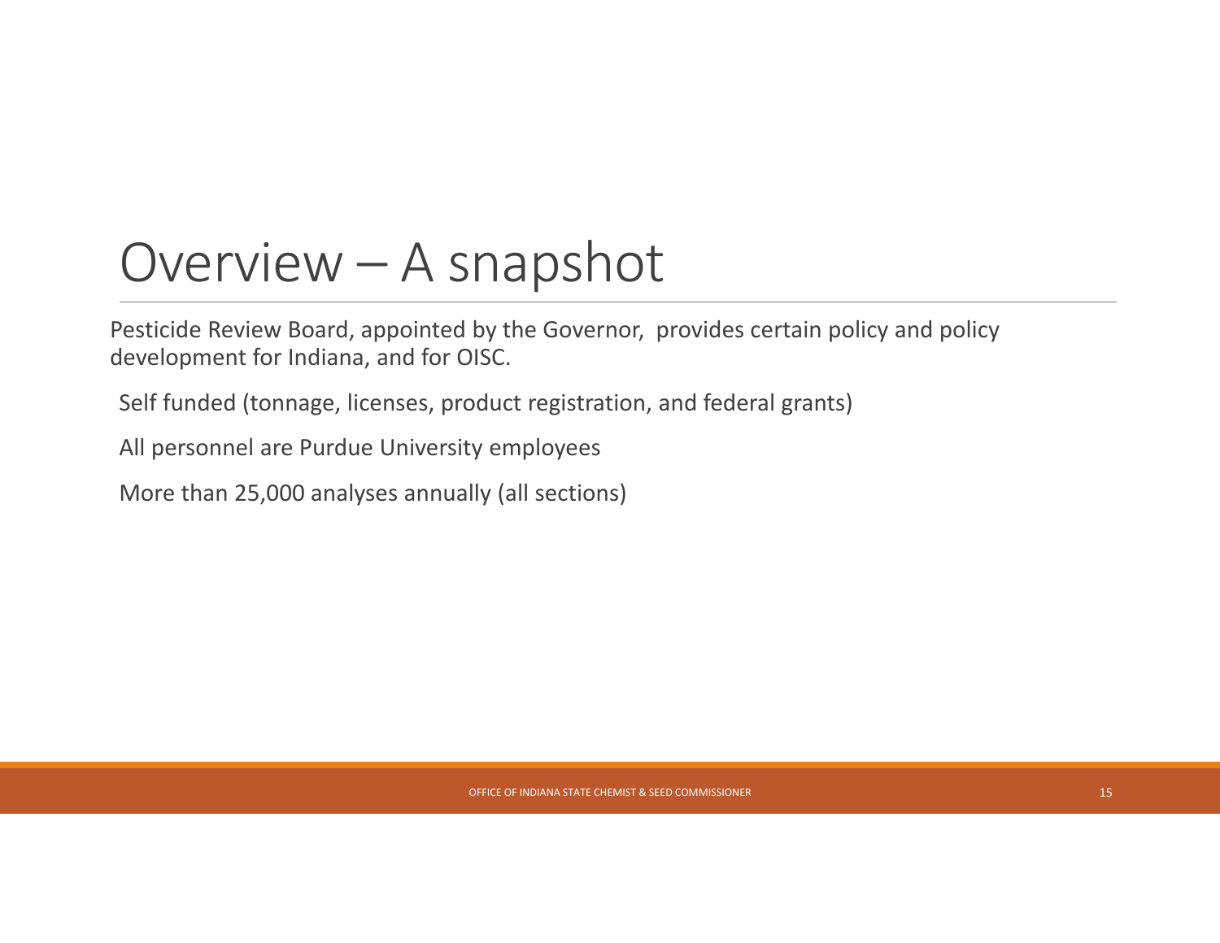# Overview – A snapshot

Pesticide Review Board, appointed by the Governor, provides certain policy and policy development for Indiana, and for OISC.

Self funded (tonnage, licenses, product registration, and federal grants)

All personnel are Purdue University employees

More than 25,000 analyses annually (all sections)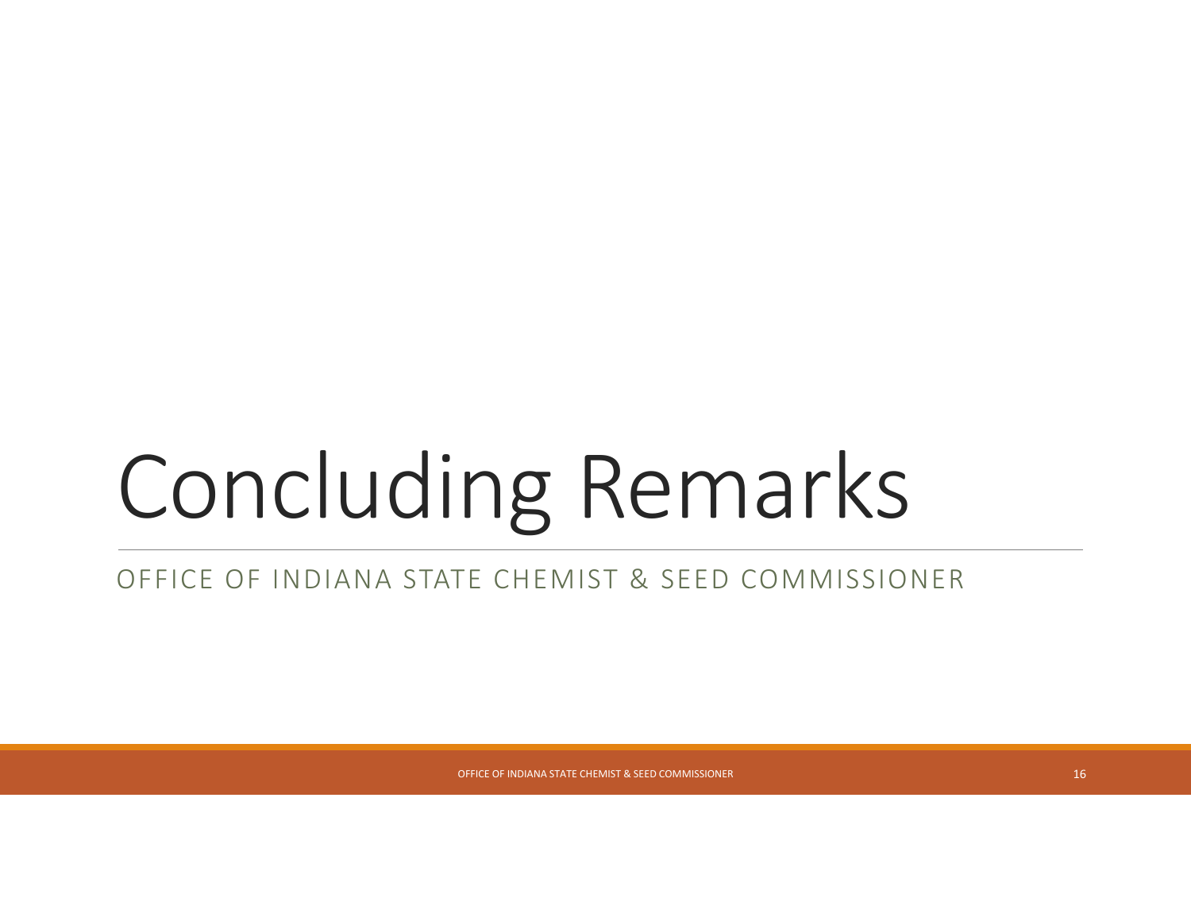# Concluding Remarks

OFFICE OF INDIANA STATE CHEMIST & SEED COMMISSIONER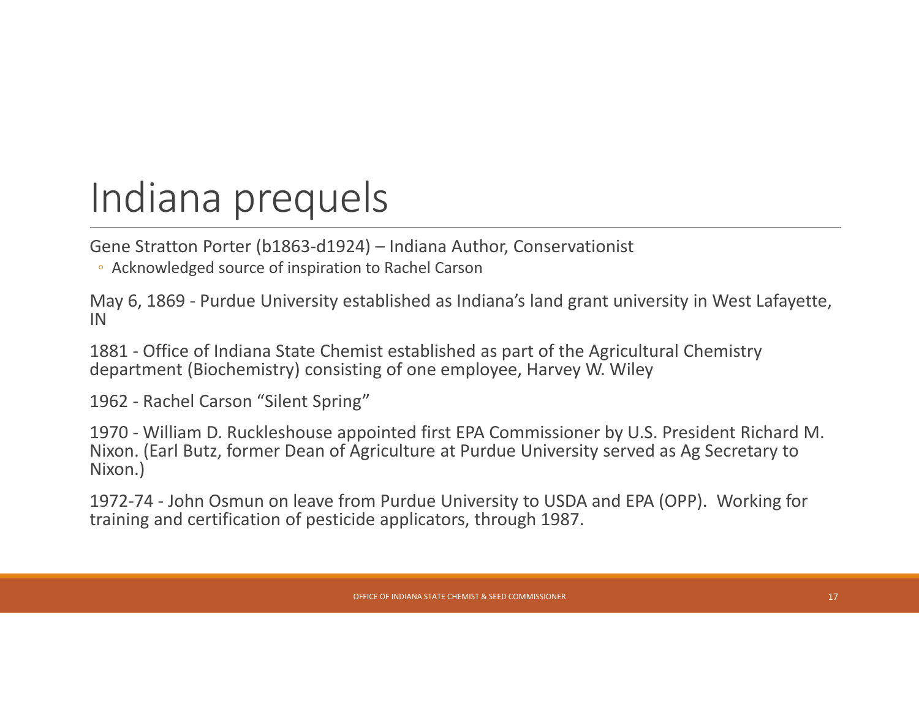# Indiana prequels

Gene Stratton Porter (b1863-d1924) – Indiana Author, Conservationist

- Acknowledged source of inspiration to Rachel Carson

May 6, 1869 - Purdue University established as Indiana's land grant university in West Lafayette, IN

1881 - Office of Indiana State Chemist established as part of the Agricultural Chemistry department (Biochemistry) consisting of one employee, Harvey W. Wiley

1962 - Rachel Carson "Silent Spring"

1970 - William D. Ruckleshouse appointed first EPA Commissioner by U.S. President Richard M. Nixon. (Earl Butz, former Dean of Agriculture at Purdue University served as Ag Secretary to Nixon.)

1972-74 - John Osmun on leave from Purdue University to USDA and EPA (OPP). Working for training and certification of pesticide applicators, through 1987.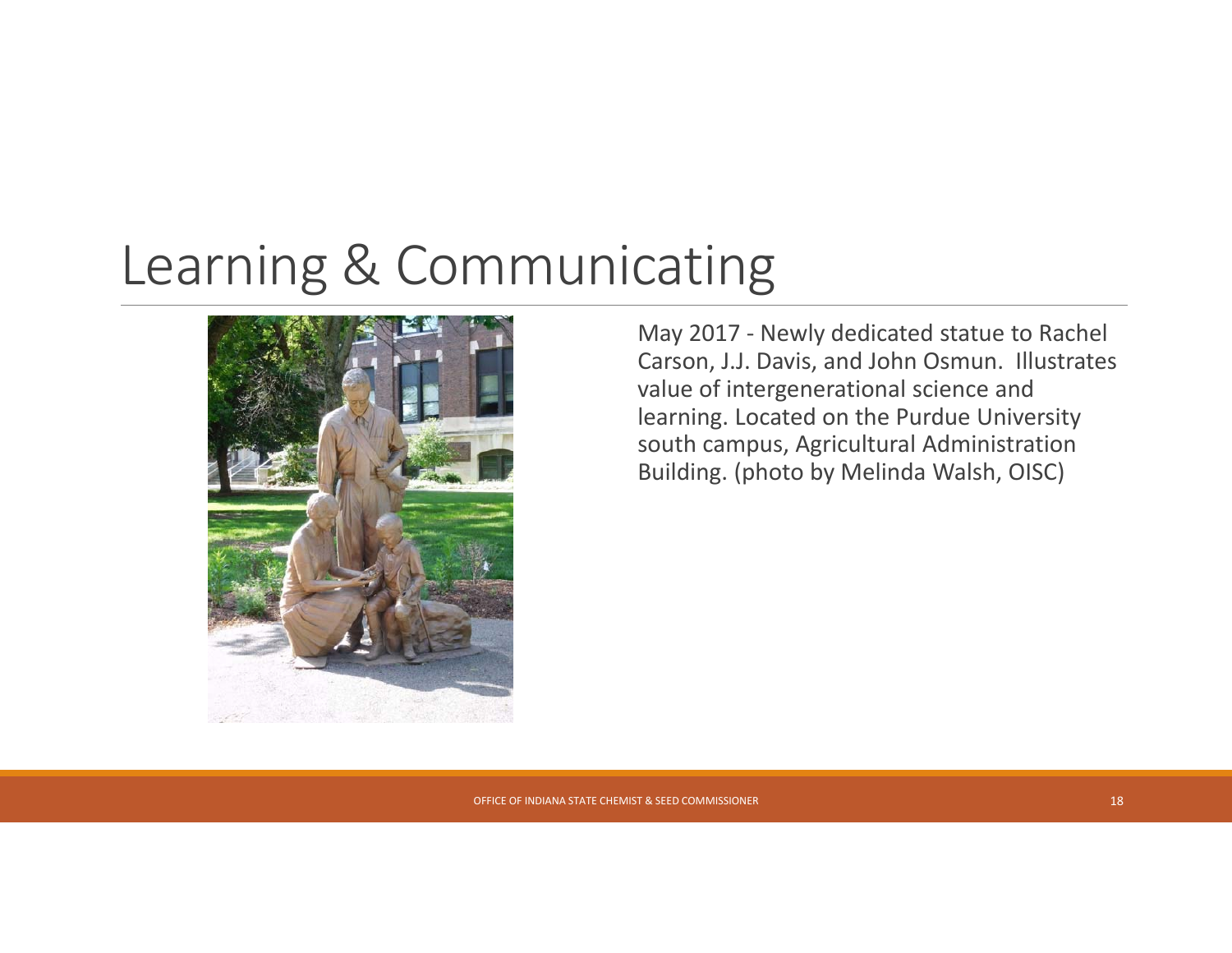# Learning & Communicating

May 2017 - Newly dedicated statue to Rachel Carson, J.J. Davis, and John Osmun. Illustrates value of intergenerational science and learning. Located on the Purdue University south campus, Agricultural Administration Building. (photo by Melinda Walsh, OISC)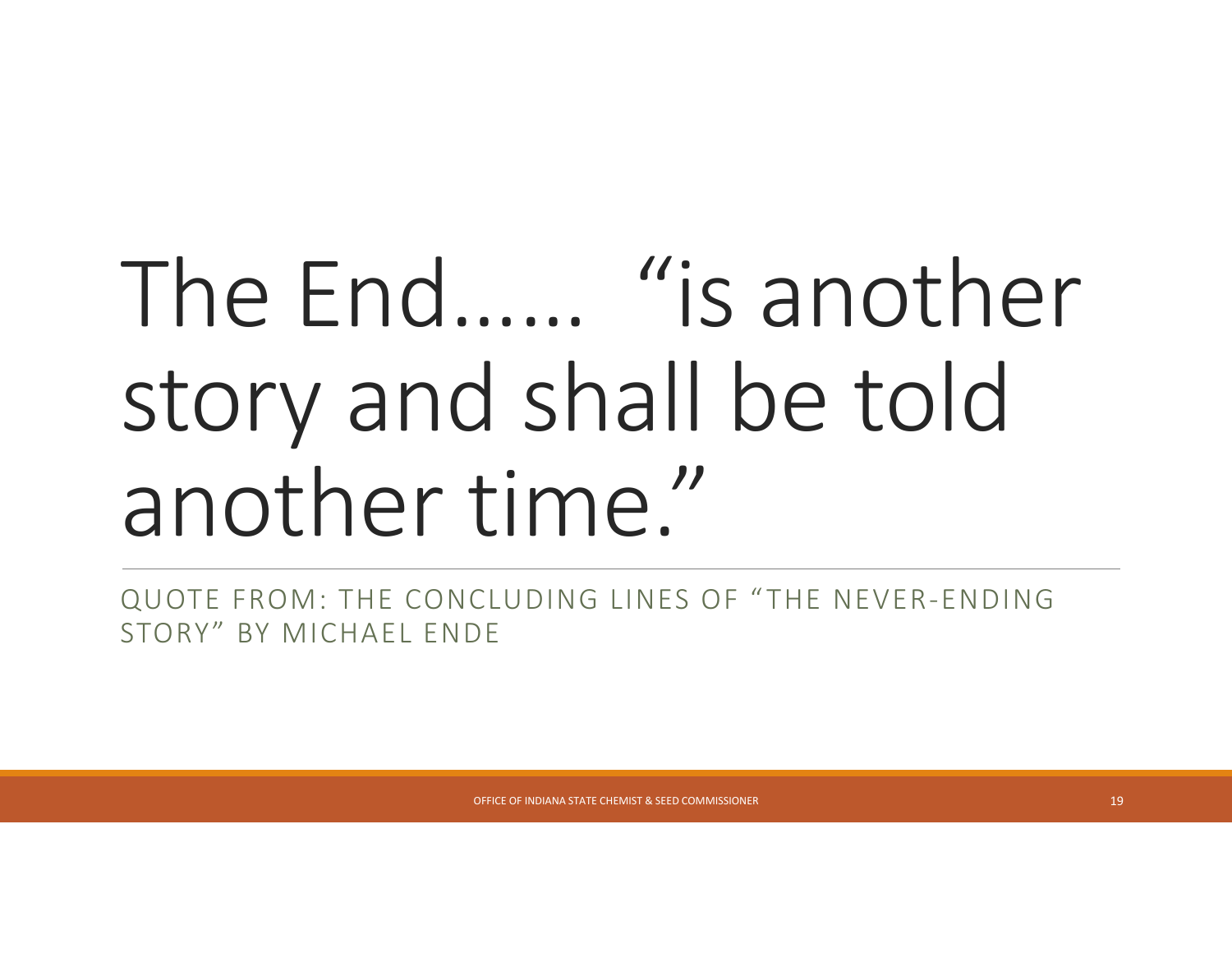# The End…… "is another story and shall be told another time."

QUOTE FROM: THE CONCLUDING LINES OF "THE NEVER-ENDING STORY" BY MICHAEL ENDE